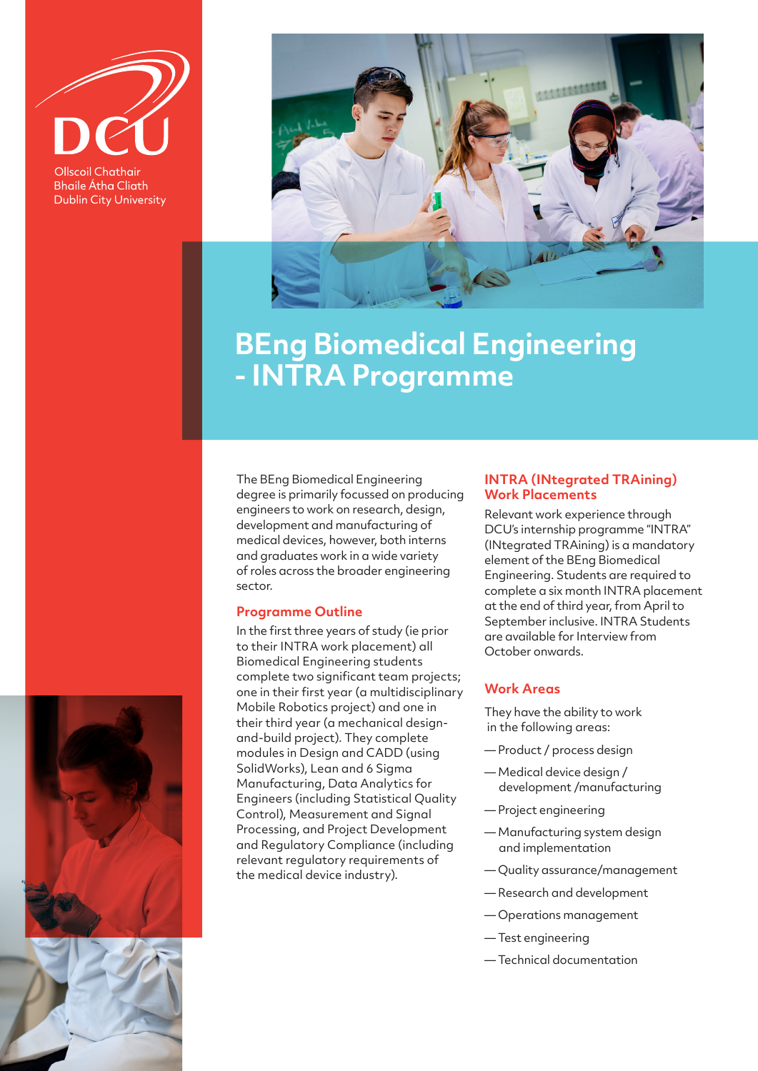Ollscoil Chathair Bhaile Átha Cliath
Dublin City University

# BEng Biomedical Engineering - INTRA Programme

The BEng Biomedical Engineering degree is primarily focussed on producing engineers to work on research, design, development and manufacturing of medical devices, however, both interns and graduates work in a wide variety of roles across the broader engineering sector.

## Programme Outline

In the first three years of study (ie prior to their INTRA work placement) all Biomedical Engineering students complete two significant team projects; one in their first year (a multidisciplinary Mobile Robotics project) and one in their third year (a mechanical design-and-build project). They complete modules in Design and CADD (using SolidWorks), Lean and 6 Sigma Manufacturing, Data Analytics for Engineers (including Statistical Quality Control), Measurement and Signal Processing, and Project Development and Regulatory Compliance (including relevant regulatory requirements of the medical device industry).

## INTRA (INtegrated TRAining) Work Placements

Relevant work experience through DCU's internship programme "INTRA" (INtegrated TRAining) is a mandatory element of the BEng Biomedical Engineering. Students are required to complete a six month INTRA placement at the end of third year, from April to September inclusive. INTRA Students are available for Interview from October onwards.

## Work Areas

They have the ability to work in the following areas:

- Product / process design
- Medical device design / development /manufacturing
- Project engineering
- Manufacturing system design and implementation
- Quality assurance/management
- Research and development
- Operations management
- Test engineering
- Technical documentation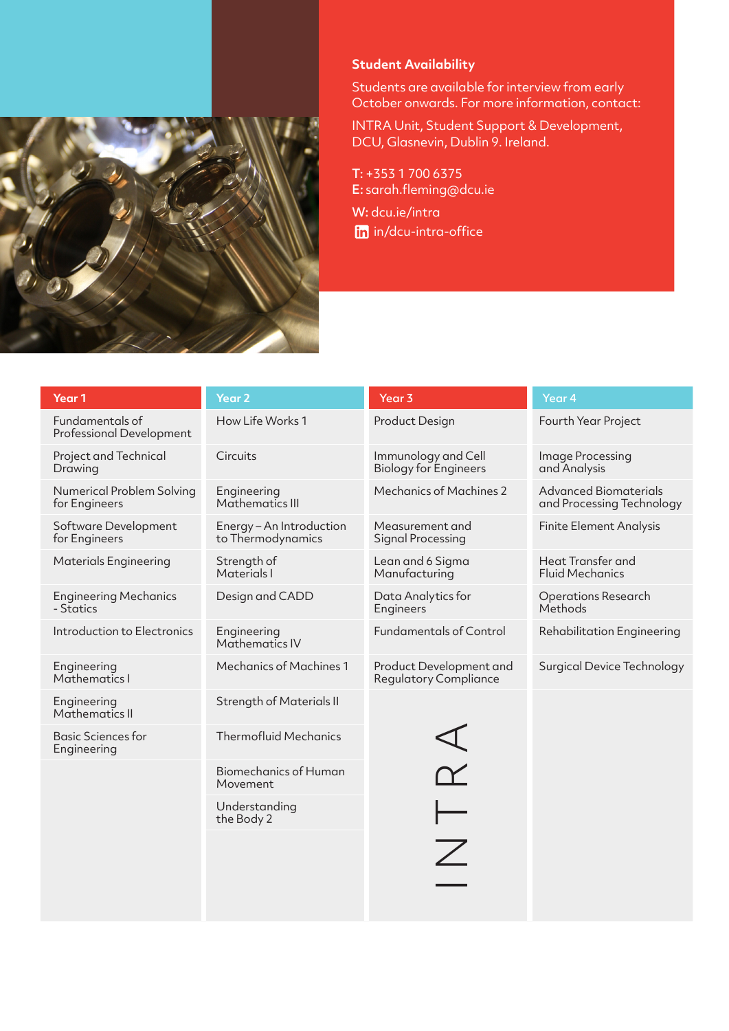**Student Availability**

Students are available for interview from early October onwards. For more information, contact:

INTRA Unit, Student Support & Development, DCU, Glasnevin, Dublin 9. Ireland.

**T:** +353 1 700 6375
**E:** sarah.fleming@dcu.ie

**W:** dcu.ie/intra
in/dcu-intra-office

| Year 1 | Year 2 | Year 3 | Year 4 |
|---|---|---|---|
| Fundamentals of Professional Development | How Life Works 1 | Product Design | Fourth Year Project |
| Project and Technical Drawing | Circuits | Immunology and Cell Biology for Engineers | Image Processing and Analysis |
| Numerical Problem Solving for Engineers | Engineering Mathematics III | Mechanics of Machines 2 | Advanced Biomaterials and Processing Technology |
| Software Development for Engineers | Energy – An Introduction to Thermodynamics | Measurement and Signal Processing | Finite Element Analysis |
| Materials Engineering | Strength of Materials I | Lean and 6 Sigma Manufacturing | Heat Transfer and Fluid Mechanics |
| Engineering Mechanics - Statics | Design and CADD | Data Analytics for Engineers | Operations Research Methods |
| Introduction to Electronics | Engineering Mathematics IV | Fundamentals of Control | Rehabilitation Engineering |
| Engineering Mathematics I | Mechanics of Machines 1 | Product Development and Regulatory Compliance | Surgical Device Technology |
| Engineering Mathematics II | Strength of Materials II | | |
| Basic Sciences for Engineering | Thermofluid Mechanics | | |
| | Biomechanics of Human Movement | | |
| | Understanding the Body 2 | | |

INTRA